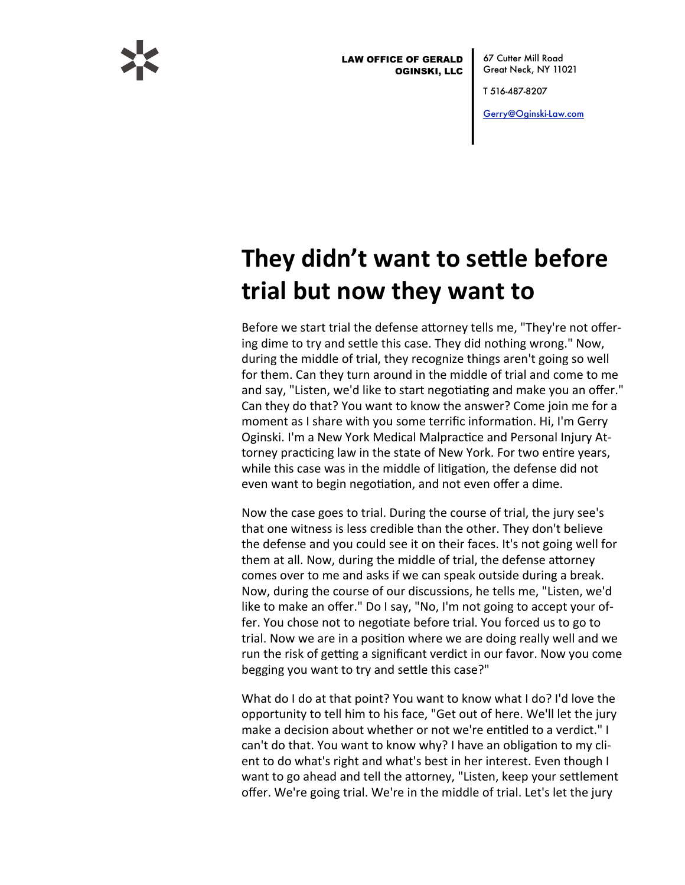LAW OFFICE OF GERALD OGINSKI, LLC

67 Cutter Mill Road
Great Neck, NY 11021

T 516-487-8207

Gerry@Oginski-Law.com

# They didn't want to settle before trial but now they want to

Before we start trial the defense attorney tells me, "They're not offering dime to try and settle this case. They did nothing wrong." Now, during the middle of trial, they recognize things aren't going so well for them. Can they turn around in the middle of trial and come to me and say, "Listen, we'd like to start negotiating and make you an offer." Can they do that? You want to know the answer? Come join me for a moment as I share with you some terrific information. Hi, I'm Gerry Oginski. I'm a New York Medical Malpractice and Personal Injury Attorney practicing law in the state of New York. For two entire years, while this case was in the middle of litigation, the defense did not even want to begin negotiation, and not even offer a dime.

Now the case goes to trial. During the course of trial, the jury see's that one witness is less credible than the other. They don't believe the defense and you could see it on their faces. It's not going well for them at all. Now, during the middle of trial, the defense attorney comes over to me and asks if we can speak outside during a break. Now, during the course of our discussions, he tells me, "Listen, we'd like to make an offer." Do I say, "No, I'm not going to accept your offer. You chose not to negotiate before trial. You forced us to go to trial. Now we are in a position where we are doing really well and we run the risk of getting a significant verdict in our favor. Now you come begging you want to try and settle this case?"

What do I do at that point? You want to know what I do? I'd love the opportunity to tell him to his face, "Get out of here. We'll let the jury make a decision about whether or not we're entitled to a verdict." I can't do that. You want to know why? I have an obligation to my client to do what's right and what's best in her interest. Even though I want to go ahead and tell the attorney, "Listen, keep your settlement offer. We're going trial. We're in the middle of trial. Let's let the jury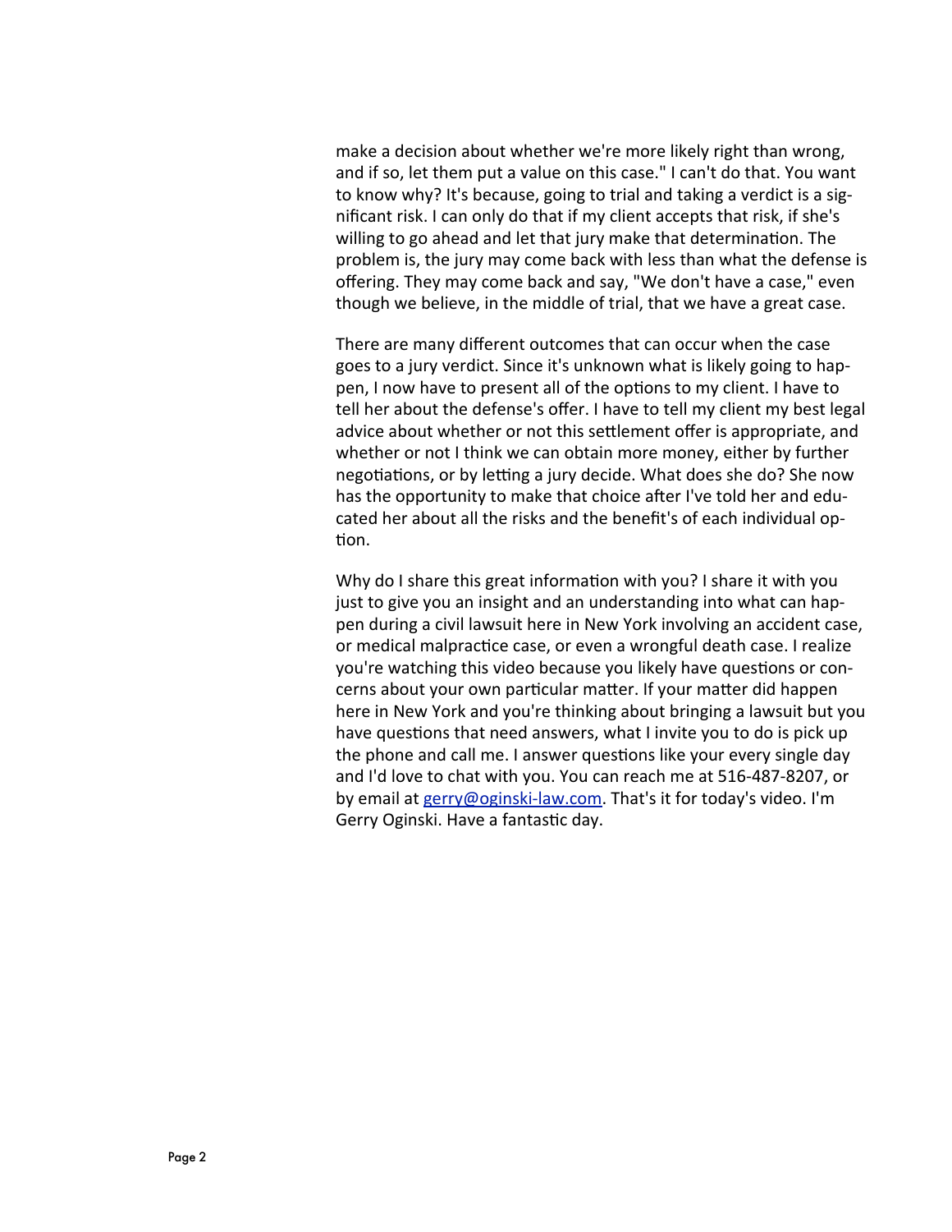make a decision about whether we're more likely right than wrong, and if so, let them put a value on this case." I can't do that. You want to know why? It's because, going to trial and taking a verdict is a significant risk. I can only do that if my client accepts that risk, if she's willing to go ahead and let that jury make that determination. The problem is, the jury may come back with less than what the defense is offering. They may come back and say, "We don't have a case," even though we believe, in the middle of trial, that we have a great case.

There are many different outcomes that can occur when the case goes to a jury verdict. Since it's unknown what is likely going to happen, I now have to present all of the options to my client. I have to tell her about the defense's offer. I have to tell my client my best legal advice about whether or not this settlement offer is appropriate, and whether or not I think we can obtain more money, either by further negotiations, or by letting a jury decide. What does she do? She now has the opportunity to make that choice after I've told her and educated her about all the risks and the benefit's of each individual option.

Why do I share this great information with you? I share it with you just to give you an insight and an understanding into what can happen during a civil lawsuit here in New York involving an accident case, or medical malpractice case, or even a wrongful death case. I realize you're watching this video because you likely have questions or concerns about your own particular matter. If your matter did happen here in New York and you're thinking about bringing a lawsuit but you have questions that need answers, what I invite you to do is pick up the phone and call me. I answer questions like your every single day and I'd love to chat with you. You can reach me at 516-487-8207, or by email at [gerry@oginski-law.com](mailto:gerry@oginski-law.com). That's it for today's video. I'm Gerry Oginski. Have a fantastic day.